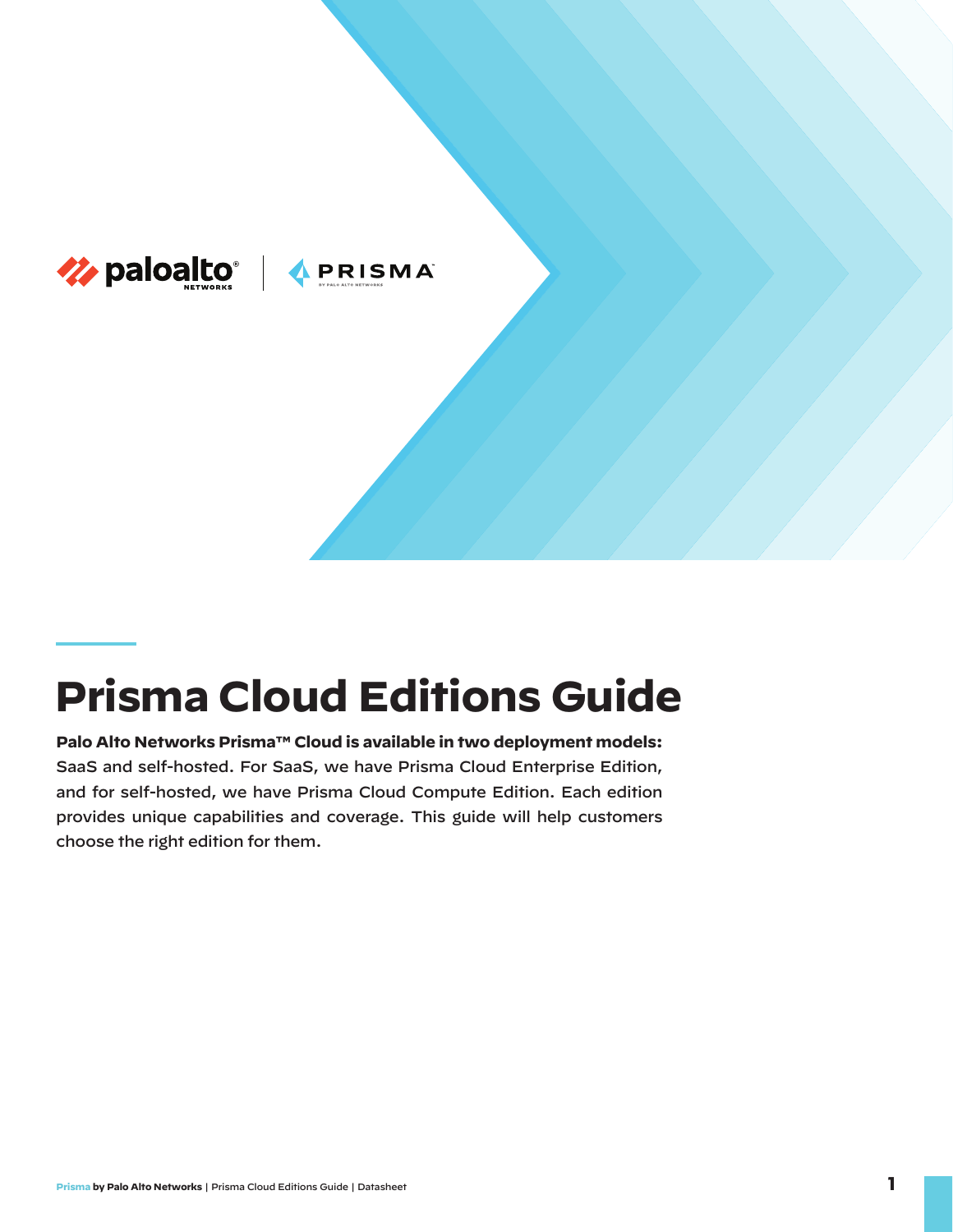# Prisma Cloud Editions Guide

**Palo Alto Networks Prisma™ Cloud is available in two deployment models:** SaaS and self-hosted. For SaaS, we have Prisma Cloud Enterprise Edition, and for self-hosted, we have Prisma Cloud Compute Edition. Each edition provides unique capabilities and coverage. This guide will help customers choose the right edition for them.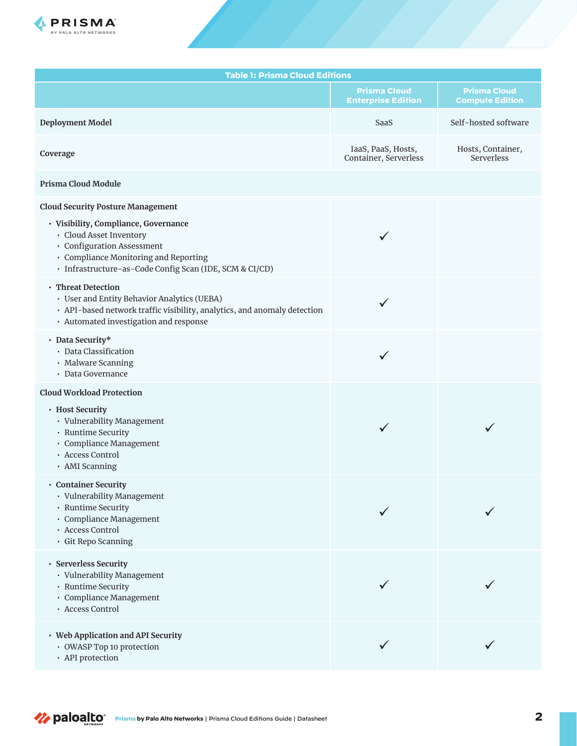**Table 1: Prisma Cloud Editions**

| | Prisma Cloud Enterprise Edition | Prisma Cloud Compute Edition |
|---|---|---|
| **Deployment Model** | SaaS | Self-hosted software |
| **Coverage** | IaaS, PaaS, Hosts, Container, Serverless | Hosts, Container, Serverless |
| **Prisma Cloud Module** | | |
| **Cloud Security Posture Management**<br>• **Visibility, Compliance, Governance**<br>  • Cloud Asset Inventory<br>  • Configuration Assessment<br>  • Compliance Monitoring and Reporting<br>  • Infrastructure-as-Code Config Scan (IDE, SCM & CI/CD) | ✓ | |
| • **Threat Detection**<br>  • User and Entity Behavior Analytics (UEBA)<br>  • API-based network traffic visibility, analytics, and anomaly detection<br>  • Automated investigation and response | ✓ | |
| • **Data Security***<br>  • Data Classification<br>  • Malware Scanning<br>  • Data Governance | ✓ | |
| **Cloud Workload Protection**<br>• **Host Security**<br>  • Vulnerability Management<br>  • Runtime Security<br>  • Compliance Management<br>  • Access Control<br>  • AMI Scanning | ✓ | ✓ |
| • **Container Security**<br>  • Vulnerability Management<br>  • Runtime Security<br>  • Compliance Management<br>  • Access Control<br>  • Git Repo Scanning | ✓ | ✓ |
| • **Serverless Security**<br>  • Vulnerability Management<br>  • Runtime Security<br>  • Compliance Management<br>  • Access Control | ✓ | ✓ |
| • **Web Application and API Security**<br>  • OWASP Top 10 protection<br>  • API protection | ✓ | ✓ |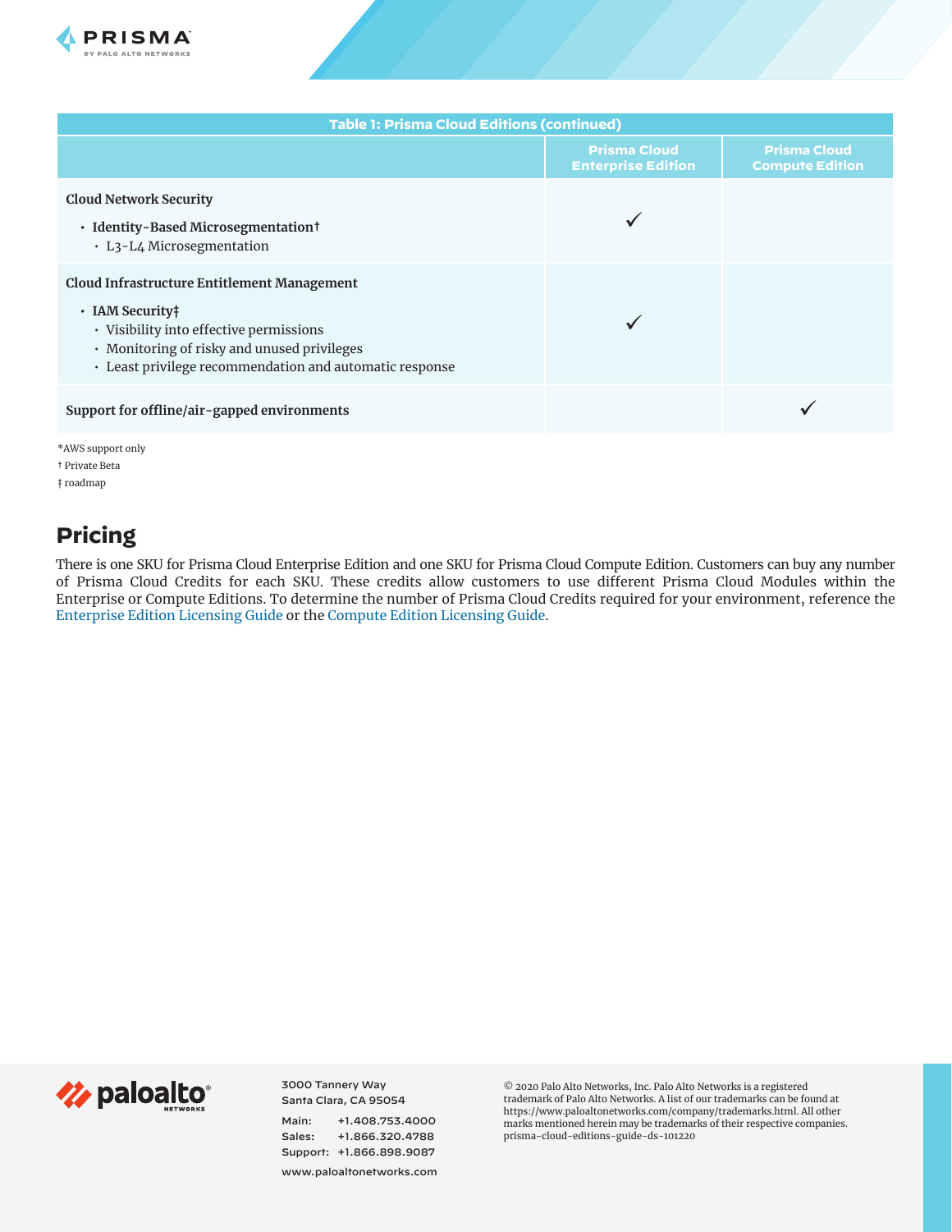**Table 1: Prisma Cloud Editions (continued)**

| | Prisma Cloud Enterprise Edition | Prisma Cloud Compute Edition |
|---|---|---|
| **Cloud Network Security**<br>• **Identity-Based Microsegmentation†**<br>  • L3-L4 Microsegmentation | ✓ | |
| **Cloud Infrastructure Entitlement Management**<br>• **IAM Security‡**<br>  • Visibility into effective permissions<br>  • Monitoring of risky and unused privileges<br>  • Least privilege recommendation and automatic response | ✓ | |
| **Support for offline/air-gapped environments** | | ✓ |

*AWS support only

† Private Beta

‡ roadmap

## Pricing

There is one SKU for Prisma Cloud Enterprise Edition and one SKU for Prisma Cloud Compute Edition. Customers can buy any number of Prisma Cloud Credits for each SKU. These credits allow customers to use different Prisma Cloud Modules within the Enterprise or Compute Editions. To determine the number of Prisma Cloud Credits required for your environment, reference the Enterprise Edition Licensing Guide or the Compute Edition Licensing Guide.

3000 Tannery Way
Santa Clara, CA 95054

Main: +1.408.753.4000
Sales: +1.866.320.4788
Support: +1.866.898.9087

www.paloaltonetworks.com

© 2020 Palo Alto Networks, Inc. Palo Alto Networks is a registered trademark of Palo Alto Networks. A list of our trademarks can be found at https://www.paloaltonetworks.com/company/trademarks.html. All other marks mentioned herein may be trademarks of their respective companies. prisma-cloud-editions-guide-ds-101220